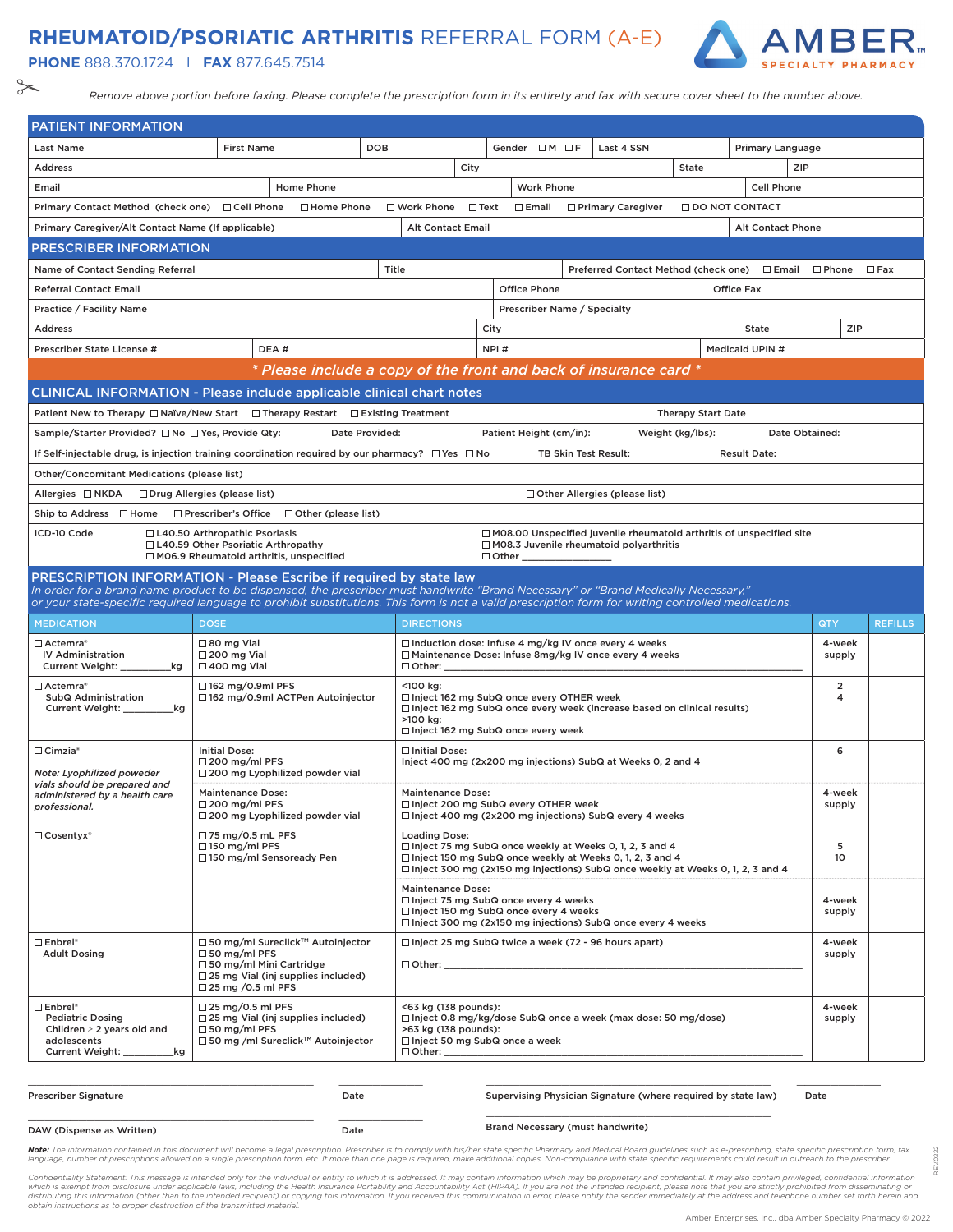# RHEUMATOID/PSORIATIC ARTHRITIS REFERRAL FORM (A-E)

**PHONE** 888.370.1724 | **FAX** 877.645.7514

AMBER SPECIALTY PHARMACY

*Remove above portion before faxing. Please complete the prescription form in its entirety and fax with secure cover sheet to the number above.*

## PATIENT INFORMATION

| Last Name | First Name | DOB | Gender ☐M ☐F | Last 4 SSN | Primary Language |
|---|---|---|---|---|---|

| Address | City | State | ZIP |
|---|---|---|---|

| Email | Home Phone | Work Phone | Cell Phone |
|---|---|---|---|

Primary Contact Method (check one) ☐Cell Phone ☐Home Phone ☐Work Phone ☐Text ☐Email ☐Primary Caregiver ☐DO NOT CONTACT

| Primary Caregiver/Alt Contact Name (If applicable) | Alt Contact Email | Alt Contact Phone |
|---|---|---|

## PRESCRIBER INFORMATION

| Name of Contact Sending Referral | Title | Preferred Contact Method (check one) ☐Email ☐Phone ☐Fax |
|---|---|---|

| Referral Contact Email | Office Phone | Office Fax |
|---|---|---|

| Practice / Facility Name | Prescriber Name / Specialty |
|---|---|

| Address | City | State | ZIP |
|---|---|---|---|

| Prescriber State License # | DEA # | NPI # | Medicaid UPIN # |
|---|---|---|---|

*** Please include a copy of the front and back of insurance card ***

## CLINICAL INFORMATION - Please include applicable clinical chart notes

Patient New to Therapy ☐Naïve/New Start ☐Therapy Restart ☐Existing Treatment | Therapy Start Date

Sample/Starter Provided? ☐No ☐Yes, Provide Qty: Date Provided: | Patient Height (cm/in): Weight (kg/lbs): Date Obtained:

If Self-injectable drug, is injection training coordination required by our pharmacy? ☐Yes ☐No | TB Skin Test Result: Result Date:

Other/Concomitant Medications (please list)

Allergies ☐NKDA ☐Drug Allergies (please list) ☐Other Allergies (please list)

Ship to Address ☐Home ☐Prescriber's Office ☐Other (please list)

ICD-10 Code
- ☐L40.50 Arthropathic Psoriasis
- ☐L40.59 Other Psoriatic Arthropathy
- ☐M06.9 Rheumatoid arthritis, unspecified
- ☐M08.00 Unspecified juvenile rheumatoid arthritis of unspecified site
- ☐M08.3 Juvenile rheumatoid polyarthritis
- ☐Other ______________

## PRESCRIPTION INFORMATION - Please Escribe if required by state law

*In order for a brand name product to be dispensed, the prescriber must handwrite "Brand Necessary" or "Brand Medically Necessary," or your state-specific required language to prohibit substitutions. This form is not a valid prescription form for writing controlled medications.*

| MEDICATION | DOSE | DIRECTIONS | QTY | REFILLS |
|---|---|---|---|---|
| ☐Actemra® IV Administration Current Weight: ________kg | ☐80 mg Vial<br>☐200 mg Vial<br>☐400 mg Vial | ☐Induction dose: Infuse 4 mg/kg IV once every 4 weeks<br>☐Maintenance Dose: Infuse 8mg/kg IV once every 4 weeks<br>☐Other: ______________ | 4-week supply | |
| ☐Actemra® SubQ Administration Current Weight: ________kg | ☐162 mg/0.9ml PFS<br>☐162 mg/0.9ml ACTPen Autoinjector | <100 kg:<br>☐Inject 162 mg SubQ once every OTHER week<br>☐Inject 162 mg SubQ once every week (increase based on clinical results)<br>>100 kg:<br>☐Inject 162 mg SubQ once every week | 2<br>4 | |
| ☐Cimzia®<br>*Note: Lyophilized poweder vials should be prepared and administered by a health care professional.* | Initial Dose:<br>☐200 mg/ml PFS<br>☐200 mg Lyophilized powder vial | ☐Initial Dose:<br>Inject 400 mg (2x200 mg injections) SubQ at Weeks 0, 2 and 4 | 6 | |
| | Maintenance Dose:<br>☐200 mg/ml PFS<br>☐200 mg Lyophilized powder vial | Maintenance Dose:<br>☐Inject 200 mg SubQ every OTHER week<br>☐Inject 400 mg (2x200 mg injections) SubQ every 4 weeks | 4-week supply | |
| ☐Cosentyx® | ☐75 mg/0.5 mL PFS<br>☐150 mg/ml PFS<br>☐150 mg/ml Sensoready Pen | Loading Dose:<br>☐Inject 75 mg SubQ once weekly at Weeks 0, 1, 2, 3 and 4<br>☐Inject 150 mg SubQ once weekly at Weeks 0, 1, 2, 3 and 4<br>☐Inject 300 mg (2x150 mg injections) SubQ once weekly at Weeks 0, 1, 2, 3 and 4 | 5<br>10 | |
| | | Maintenance Dose:<br>☐Inject 75 mg SubQ once every 4 weeks<br>☐Inject 150 mg SubQ once every 4 weeks<br>☐Inject 300 mg (2x150 mg injections) SubQ once every 4 weeks | 4-week supply | |
| ☐Enbrel® Adult Dosing | ☐50 mg/ml Sureclick™ Autoinjector<br>☐50 mg/ml PFS<br>☐50 mg/ml Mini Cartridge<br>☐25 mg Vial (inj supplies included)<br>☐25 mg /0.5 ml PFS | ☐Inject 25 mg SubQ twice a week (72 - 96 hours apart)<br>☐Other: ______________ | 4-week supply | |
| ☐Enbrel® Pediatric Dosing Children ≥ 2 years old and adolescents Current Weight: ________kg | ☐25 mg/0.5 ml PFS<br>☐25 mg Vial (inj supplies included)<br>☐50 mg/ml PFS<br>☐50 mg /ml Sureclick™ Autoinjector | <63 kg (138 pounds):<br>☐Inject 0.8 mg/kg/dose SubQ once a week (max dose: 50 mg/dose)<br>>63 kg (138 pounds):<br>☐Inject 50 mg SubQ once a week<br>☐Other: ______________ | 4-week supply | |

Prescriber Signature ______________ Date ________ Supervising Physician Signature (where required by state law) ______________ Date ________

DAW (Dispense as Written) ______________ Date ________ Brand Necessary (must handwrite) ______________

***Note:*** *The information contained in this document will become a legal prescription. Prescriber is to comply with his/her state specific Pharmacy and Medical Board guidelines such as e-prescribing, state specific prescription form, fax language, number of prescriptions allowed on a single prescription form, etc. If more than one page is required, make additional copies. Non-compliance with state specific requirements could result in outreach to the prescriber.*

*Confidentiality Statement: This message is intended only for the individual or entity to which it is addressed. It may contain information which may be proprietary and confidential. It may also contain privileged, confidential information which is exempt from disclosure under applicable laws, including the Health Insurance Portability and Accountability Act (HIPAA). If you are not the intended recipient, please note that you are strictly prohibited from disseminating or distributing this information (other than to the intended recipient) or copying this information. If you received this communication in error, please notify the sender immediately at the address and telephone number set forth herein and obtain instructions as to proper destruction of the transmitted material.*

REV.0222

Amber Enterprises, Inc., dba Amber Specialty Pharmacy © 2022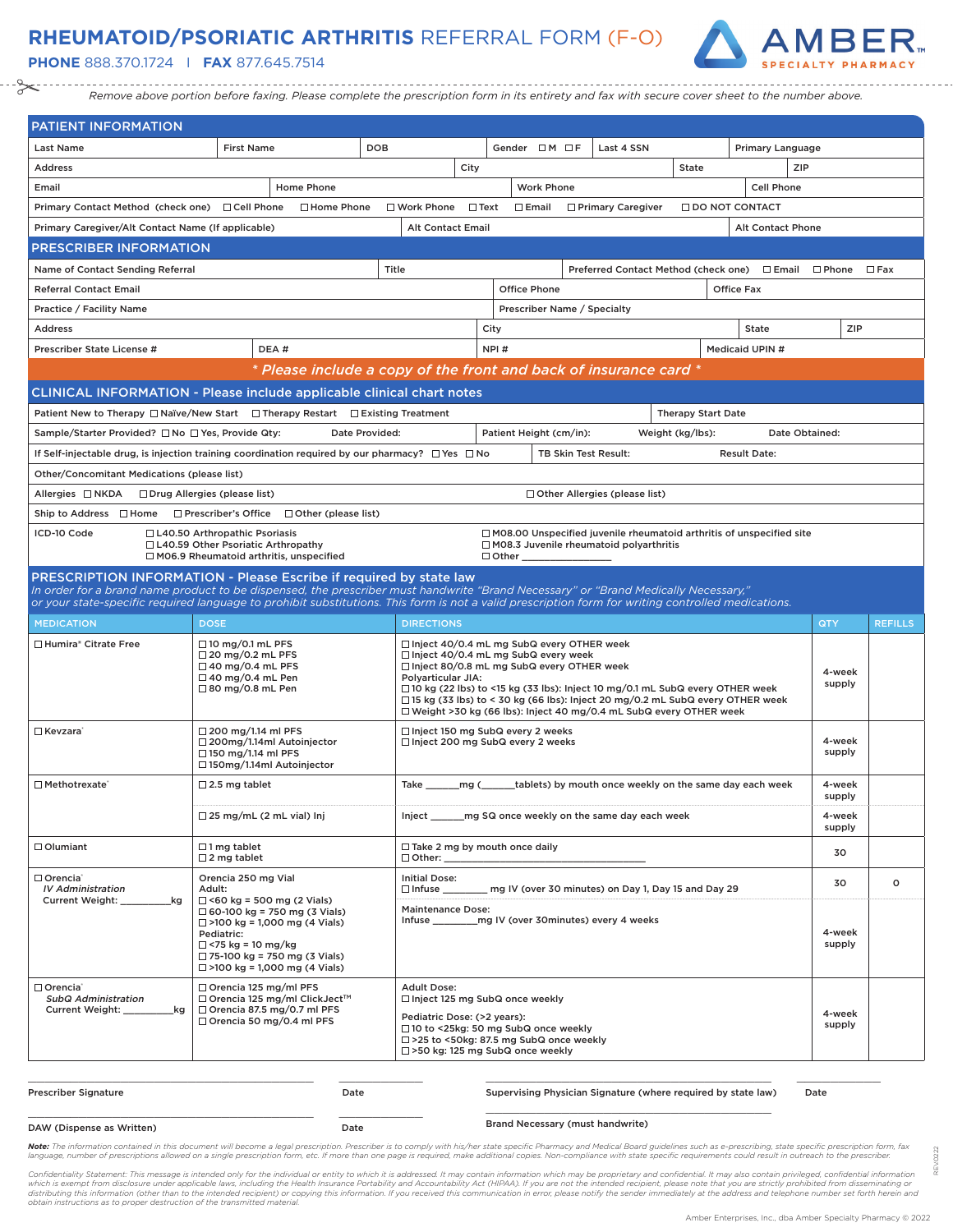# RHEUMATOID/PSORIATIC ARTHRITIS REFERRAL FORM (F-O)

**PHONE** 888.370.1724 | **FAX** 877.645.7514

AMBER SPECIALTY PHARMACY

*Remove above portion before faxing. Please complete the prescription form in its entirety and fax with secure cover sheet to the number above.*

## PATIENT INFORMATION

| Last Name | First Name | DOB | Gender ☐M ☐F | Last 4 SSN | Primary Language |
|---|---|---|---|---|---|
| Address | | City | | State | ZIP |
| Email | Home Phone | | Work Phone | | Cell Phone |

Primary Contact Method (check one) ☐Cell Phone ☐Home Phone ☐Work Phone ☐Text ☐Email ☐Primary Caregiver ☐DO NOT CONTACT

| Primary Caregiver/Alt Contact Name (If applicable) | Alt Contact Email | Alt Contact Phone |
|---|---|---|

## PRESCRIBER INFORMATION

| Name of Contact Sending Referral | Title | Preferred Contact Method (check one) ☐Email ☐Phone ☐Fax |
|---|---|---|
| Referral Contact Email | Office Phone | Office Fax |
| Practice / Facility Name | Prescriber Name / Specialty | |
| Address | City | State / ZIP |
| Prescriber State License # / DEA # | NPI # | Medicaid UPIN # |

*\* Please include a copy of the front and back of insurance card \**

## CLINICAL INFORMATION - Please include applicable clinical chart notes

Patient New to Therapy ☐Naïve/New Start ☐Therapy Restart ☐Existing Treatment | Therapy Start Date

Sample/Starter Provided? ☐No ☐Yes, Provide Qty: Date Provided: | Patient Height (cm/in): Weight (kg/lbs): Date Obtained:

If Self-injectable drug, is injection training coordination required by our pharmacy? ☐Yes ☐No | TB Skin Test Result: Result Date:

Other/Concomitant Medications (please list)

Allergies ☐NKDA ☐Drug Allergies (please list) ☐Other Allergies (please list)

Ship to Address ☐Home ☐Prescriber's Office ☐Other (please list)

ICD-10 Code
- ☐L40.50 Arthropathic Psoriasis
- ☐L40.59 Other Psoriatic Arthropathy
- ☐M06.9 Rheumatoid arthritis, unspecified
- ☐M08.00 Unspecified juvenile rheumatoid arthritis of unspecified site
- ☐M08.3 Juvenile rheumatoid polyarthritis
- ☐Other _______________

## PRESCRIPTION INFORMATION - Please Escribe if required by state law

*In order for a brand name product to be dispensed, the prescriber must handwrite "Brand Necessary" or "Brand Medically Necessary," or your state-specific required language to prohibit substitutions. This form is not a valid prescription form for writing controlled medications.*

| MEDICATION | DOSE | DIRECTIONS | QTY | REFILLS |
|---|---|---|---|---|
| ☐ Humira® Citrate Free | ☐10 mg/0.1 mL PFS<br>☐20 mg/0.2 mL PFS<br>☐40 mg/0.4 mL PFS<br>☐40 mg/0.4 mL Pen<br>☐80 mg/0.8 mL Pen | ☐Inject 40/0.4 mL mg SubQ every OTHER week<br>☐Inject 40/0.4 mL mg SubQ every week<br>☐Inject 80/0.8 mL mg SubQ every OTHER week<br>Polyarticular JIA:<br>☐10 kg (22 lbs) to <15 kg (33 lbs): Inject 10 mg/0.1 mL SubQ every OTHER week<br>☐15 kg (33 lbs) to < 30 kg (66 lbs): Inject 20 mg/0.2 mL SubQ every OTHER week<br>☐Weight >30 kg (66 lbs): Inject 40 mg/0.4 mL SubQ every OTHER week | 4-week supply | |
| ☐ Kevzara® | ☐200 mg/1.14 ml PFS<br>☐200mg/1.14ml Autoinjector<br>☐150 mg/1.14 ml PFS<br>☐150mg/1.14ml Autoinjector | ☐Inject 150 mg SubQ every 2 weeks<br>☐Inject 200 mg SubQ every 2 weeks | 4-week supply | |
| ☐ Methotrexate® | ☐2.5 mg tablet | Take ______mg (______tablets) by mouth once weekly on the same day each week | 4-week supply | |
| | ☐25 mg/mL (2 mL vial) Inj | Inject ______mg SQ once weekly on the same day each week | 4-week supply | |
| ☐ Olumiant | ☐1 mg tablet<br>☐2 mg tablet | ☐Take 2 mg by mouth once daily<br>☐Other: ____________________ | 30 | |
| ☐ Orencia®<br>*IV Administration*<br>Current Weight: ________kg | Orencia 250 mg Vial<br>Adult:<br>☐<60 kg = 500 mg (2 Vials)<br>☐60-100 kg = 750 mg (3 Vials)<br>☐>100 kg = 1,000 mg (4 Vials)<br>Pediatric:<br>☐<75 kg = 10 mg/kg<br>☐75-100 kg = 750 mg (3 Vials)<br>☐>100 kg = 1,000 mg (4 Vials) | Initial Dose:<br>☐Infuse ________ mg IV (over 30 minutes) on Day 1, Day 15 and Day 29 | 30 | 0 |
| | | Maintenance Dose:<br>Infuse ________mg IV (over 30minutes) every 4 weeks | 4-week supply | |
| ☐ Orencia®<br>*SubQ Administration*<br>Current Weight: ________kg | ☐Orencia 125 mg/ml PFS<br>☐Orencia 125 mg/ml ClickJect™<br>☐Orencia 87.5 mg/0.7 ml PFS<br>☐Orencia 50 mg/0.4 ml PFS | Adult Dose:<br>☐Inject 125 mg SubQ once weekly<br>Pediatric Dose: (>2 years):<br>☐10 to <25kg: 50 mg SubQ once weekly<br>☐>25 to <50kg: 87.5 mg SubQ once weekly<br>☐>50 kg: 125 mg SubQ once weekly | 4-week supply | |

Prescriber Signature ____________ Date ________ Supervising Physician Signature (where required by state law) ____________ Date ________

DAW (Dispense as Written) ____________ Date ________ Brand Necessary (must handwrite) ____________

***Note:*** *The information contained in this document will become a legal prescription. Prescriber is to comply with his/her state specific Pharmacy and Medical Board guidelines such as e-prescribing, state specific prescription form, fax language, number of prescriptions allowed on a single prescription form, etc. If more than one page is required, make additional copies. Non-compliance with state specific requirements could result in outreach to the prescriber.*

*Confidentiality Statement: This message is intended only for the individual or entity to which it is addressed. It may contain information which may be proprietary and confidential. It may also contain privileged, confidential information which is exempt from disclosure under applicable laws, including the Health Insurance Portability and Accountability Act (HIPAA). If you are not the intended recipient, please note that you are strictly prohibited from disseminating or distributing this information (other than to the intended recipient) or copying this information. If you received this communication in error, please notify the sender immediately at the address and telephone number set forth herein and obtain instructions as to proper destruction of the transmitted material.*

REV0222

Amber Enterprises, Inc., dba Amber Specialty Pharmacy © 2022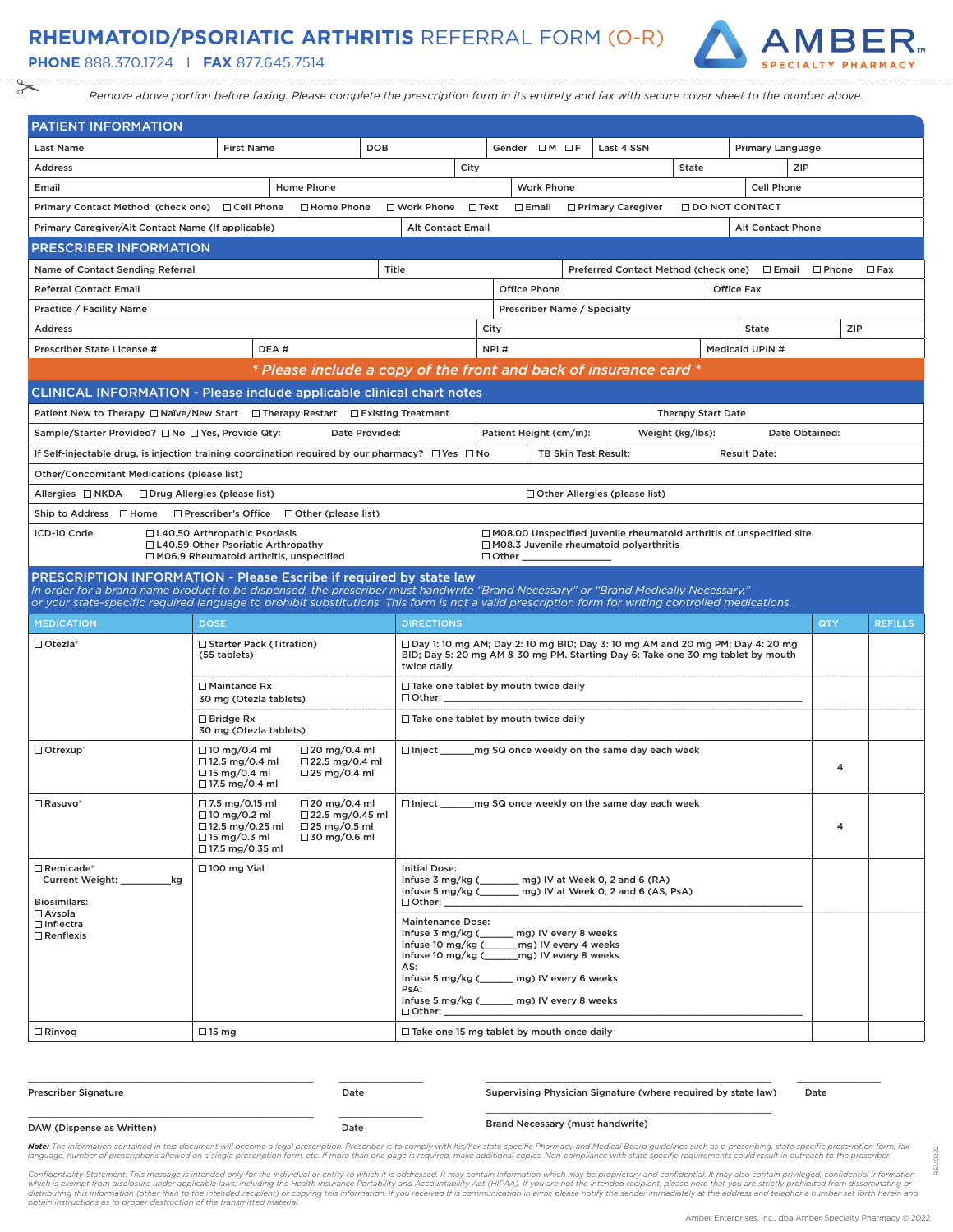# RHEUMATOID/PSORIATIC ARTHRITIS REFERRAL FORM (O-R)

**PHONE** 888.370.1724 | **FAX** 877.645.7514

AMBER SPECIALTY PHARMACY

*Remove above portion before faxing. Please complete the prescription form in its entirety and fax with secure cover sheet to the number above.*

## PATIENT INFORMATION

| Last Name | First Name | DOB | Gender ☐M ☐F | Last 4 SSN | Primary Language |
|---|---|---|---|---|---|
| Address | | City | | State | ZIP |
| Email | Home Phone | | Work Phone | | Cell Phone |

Primary Contact Method (check one) ☐Cell Phone ☐Home Phone ☐Work Phone ☐Text ☐Email ☐Primary Caregiver ☐DO NOT CONTACT

| Primary Caregiver/Alt Contact Name (If applicable) | Alt Contact Email | Alt Contact Phone |
|---|---|---|

## PRESCRIBER INFORMATION

| Name of Contact Sending Referral | Title | Preferred Contact Method (check one) ☐Email ☐Phone ☐Fax |
|---|---|---|
| Referral Contact Email | Office Phone | Office Fax |
| Practice / Facility Name | Prescriber Name / Specialty | |
| Address | City | State / ZIP |
| Prescriber State License # / DEA # | NPI # | Medicaid UPIN # |

*** Please include a copy of the front and back of insurance card ***

## CLINICAL INFORMATION - Please include applicable clinical chart notes

Patient New to Therapy ☐Naïve/New Start ☐Therapy Restart ☐Existing Treatment | Therapy Start Date

Sample/Starter Provided? ☐No ☐Yes, Provide Qty: Date Provided: | Patient Height (cm/in): Weight (kg/lbs): Date Obtained:

If Self-injectable drug, is injection training coordination required by our pharmacy? ☐Yes ☐No | TB Skin Test Result: Result Date:

Other/Concomitant Medications (please list)

Allergies ☐NKDA ☐Drug Allergies (please list) ☐Other Allergies (please list)

Ship to Address ☐Home ☐Prescriber's Office ☐Other (please list)

ICD-10 Code
- ☐L40.50 Arthropathic Psoriasis
- ☐L40.59 Other Psoriatic Arthropathy
- ☐M06.9 Rheumatoid arthritis, unspecified
- ☐M08.00 Unspecified juvenile rheumatoid arthritis of unspecified site
- ☐M08.3 Juvenile rheumatoid polyarthritis
- ☐Other ______________

## PRESCRIPTION INFORMATION - Please Escribe if required by state law

*In order for a brand name product to be dispensed, the prescriber must handwrite "Brand Necessary" or "Brand Medically Necessary," or your state-specific required language to prohibit substitutions. This form is not a valid prescription form for writing controlled medications.*

| MEDICATION | DOSE | DIRECTIONS | QTY | REFILLS |
|---|---|---|---|---|
| ☐Otezla® | ☐Starter Pack (Titration) (55 tablets) | ☐Day 1: 10 mg AM; Day 2: 10 mg BID; Day 3: 10 mg AM and 20 mg PM; Day 4: 20 mg BID; Day 5: 20 mg AM & 30 mg PM. Starting Day 6: Take one 30 mg tablet by mouth twice daily. | | |
| | ☐Maintance Rx 30 mg (Otezla tablets) | ☐Take one tablet by mouth twice daily ☐Other: ______ | | |
| | ☐Bridge Rx 30 mg (Otezla tablets) | ☐Take one tablet by mouth twice daily | | |
| ☐Otrexup® | ☐10 mg/0.4 ml ☐12.5 mg/0.4 ml ☐15 mg/0.4 ml ☐17.5 mg/0.4 ml ☐20 mg/0.4 ml ☐22.5 mg/0.4 ml ☐25 mg/0.4 ml | ☐Inject ______mg SQ once weekly on the same day each week | 4 | |
| ☐Rasuvo® | ☐7.5 mg/0.15 ml ☐10 mg/0.2 ml ☐12.5 mg/0.25 ml ☐15 mg/0.3 ml ☐17.5 mg/0.35 ml ☐20 mg/0.4 ml ☐22.5 mg/0.45 ml ☐25 mg/0.5 ml ☐30 mg/0.6 ml | ☐Inject ______mg SQ once weekly on the same day each week | 4 | |
| ☐Remicade® Current Weight: ________kg<br>Biosimilars: ☐Avsola ☐Inflectra ☐Renflexis | ☐100 mg Vial | Initial Dose:<br>Infuse 3 mg/kg (_______ mg) IV at Week 0, 2 and 6 (RA)<br>Infuse 5 mg/kg (_______ mg) IV at Week 0, 2 and 6 (AS, PsA)<br>☐Other: ______<br>Maintenance Dose:<br>Infuse 3 mg/kg (______ mg) IV every 8 weeks<br>Infuse 10 mg/kg (______mg) IV every 4 weeks<br>Infuse 10 mg/kg (______mg) IV every 8 weeks<br>AS:<br>Infuse 5 mg/kg (______ mg) IV every 6 weeks<br>PsA:<br>Infuse 5 mg/kg (______ mg) IV every 8 weeks<br>☐Other: ______ | | |
| ☐Rinvoq | ☐15 mg | ☐Take one 15 mg tablet by mouth once daily | | |

Prescriber Signature ________________ Date ________ Supervising Physician Signature (where required by state law) ________________ Date ________

DAW (Dispense as Written) ________________ Date ________ Brand Necessary (must handwrite) ________________

***Note:*** *The information contained in this document will become a legal prescription. Prescriber is to comply with his/her state specific Pharmacy and Medical Board guidelines such as e-prescribing, state specific prescription form, fax language, number of prescriptions allowed on a single prescription form, etc. If more than one page is required, make additional copies. Non-compliance with state specific requirements could result in outreach to the prescriber.*

*Confidentiality Statement: This message is intended only for the individual or entity to which it is addressed. It may contain information which may be proprietary and confidential. It may also contain privileged, confidential information which is exempt from disclosure under applicable laws, including the Health Insurance Portability and Accountability Act (HIPAA). If you are not the intended recipient, please note that you are strictly prohibited from disseminating or distributing this information (other than to the intended recipient) or copying this information. If you received this communication in error, please notify the sender immediately at the address and telephone number set forth herein and obtain instructions as to proper destruction of the transmitted material.*

REV0222

Amber Enterprises, Inc., dba Amber Specialty Pharmacy © 2022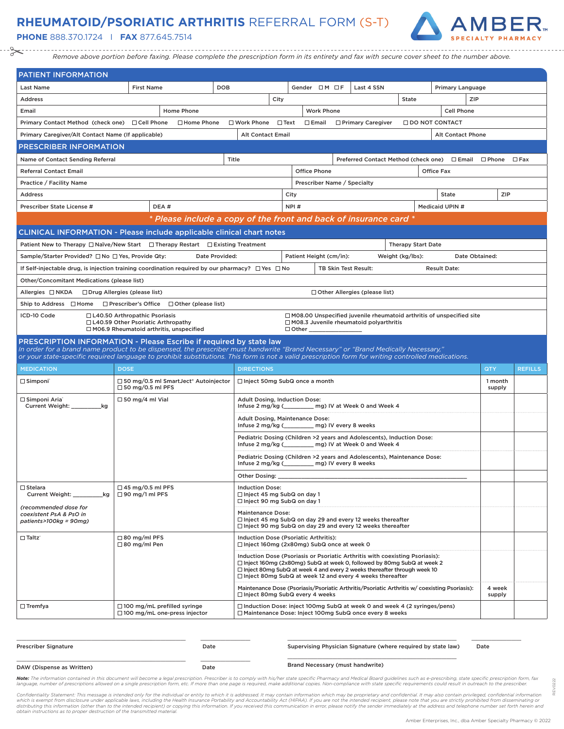# RHEUMATOID/PSORIATIC ARTHRITIS REFERRAL FORM (S-T)

**PHONE** 888.370.1724 | **FAX** 877.645.7514

AMBER SPECIALTY PHARMACY

*Remove above portion before faxing. Please complete the prescription form in its entirety and fax with secure cover sheet to the number above.*

## PATIENT INFORMATION

| Last Name | First Name | DOB | Gender ☐M ☐F | Last 4 SSN | Primary Language |
|---|---|---|---|---|---|

| Address | City | State | ZIP |
|---|---|---|---|

| Email | Home Phone | Work Phone | Cell Phone |
|---|---|---|---|

Primary Contact Method (check one) ☐Cell Phone ☐Home Phone ☐Work Phone ☐Text ☐Email ☐Primary Caregiver ☐DO NOT CONTACT

| Primary Caregiver/Alt Contact Name (If applicable) | Alt Contact Email | Alt Contact Phone |
|---|---|---|

## PRESCRIBER INFORMATION

| Name of Contact Sending Referral | Title | Preferred Contact Method (check one) ☐Email ☐Phone ☐Fax |
|---|---|---|

| Referral Contact Email | Office Phone | Office Fax |
|---|---|---|

| Practice / Facility Name | Prescriber Name / Specialty |
|---|---|

| Address | City | State | ZIP |
|---|---|---|---|

| Prescriber State License # | DEA # | NPI # | Medicaid UPIN # |
|---|---|---|---|

***\* Please include a copy of the front and back of insurance card \****

## CLINICAL INFORMATION - Please include applicable clinical chart notes

Patient New to Therapy ☐Naïve/New Start ☐Therapy Restart ☐Existing Treatment | Therapy Start Date

Sample/Starter Provided? ☐No ☐Yes, Provide Qty: Date Provided: | Patient Height (cm/in): Weight (kg/lbs): Date Obtained:

If Self-injectable drug, is injection training coordination required by our pharmacy? ☐Yes ☐No | TB Skin Test Result: Result Date:

Other/Concomitant Medications (please list)

Allergies ☐NKDA ☐Drug Allergies (please list) ☐Other Allergies (please list)

Ship to Address ☐Home ☐Prescriber's Office ☐Other (please list)

ICD-10 Code
- ☐L40.50 Arthropathic Psoriasis
- ☐L40.59 Other Psoriatic Arthropathy
- ☐M06.9 Rheumatoid arthritis, unspecified
- ☐M08.00 Unspecified juvenile rheumatoid arthritis of unspecified site
- ☐M08.3 Juvenile rheumatoid polyarthritis
- ☐Other ______________

## PRESCRIPTION INFORMATION - Please Escribe if required by state law

*In order for a brand name product to be dispensed, the prescriber must handwrite "Brand Necessary" or "Brand Medically Necessary," or your state-specific required language to prohibit substitutions. This form is not a valid prescription form for writing controlled medications.*

| MEDICATION | DOSE | DIRECTIONS | QTY | REFILLS |
|---|---|---|---|---|
| ☐Simponi® | ☐50 mg/0.5 ml SmartJect® Autoinjector ☐50 mg/0.5 ml PFS | ☐Inject 50mg SubQ once a month | 1 month supply | |
| ☐Simponi Aria® Current Weight: _________kg | ☐50 mg/4 ml Vial | Adult Dosing, Induction Dose: Infuse 2 mg/kg (_________ mg) IV at Week 0 and Week 4 | | |
| | | Adult Dosing, Maintenance Dose: Infuse 2 mg/kg (_________ mg) IV every 8 weeks | | |
| | | Pediatric Dosing (Children >2 years and Adolescents), Induction Dose: Infuse 2 mg/kg (_________ mg) IV at Week 0 and Week 4 | | |
| | | Pediatric Dosing (Children >2 years and Adolescents), Maintenance Dose: Infuse 2 mg/kg (_________ mg) IV every 8 weeks | | |
| | | Other Dosing: ____________________________ | | |
| ☐Stelara Current Weight: _________kg *(recommended dose for coexistent PsA & PsO in patients>100kg = 90mg)* | ☐45 mg/0.5 ml PFS ☐90 mg/1 ml PFS | Induction Dose: ☐Inject 45 mg SubQ on day 1 ☐Inject 90 mg SubQ on day 1 | | |
| | | Maintenance Dose: ☐Inject 45 mg SubQ on day 29 and every 12 weeks thereafter ☐Inject 90 mg SubQ on day 29 and every 12 weeks thereafter | | |
| ☐Taltz® | ☐80 mg/ml PFS ☐80 mg/ml Pen | Induction Dose (Psoriatic Arthritis): ☐Inject 160mg (2x80mg) SubQ at week 0 | | |
| | | Induction Dose (Psoriasis or Psoriatic Arthritis with coexisting Psoriasis): ☐Inject 160mg (2x80mg) SubQ at week 0, followed by 80mg SubQ at week 2 ☐Inject 80mg SubQ at week 4 and every 2 weeks thereafter through week 10 ☐Inject 80mg SubQ at week 12 and every 4 weeks thereafter | | |
| | | Maintenance Dose (Psoriasis/Psoriatic Arthritis/Psoriatic Arthritis w/ coexisting Psoriasis): ☐Inject 80mg SubQ every 4 weeks | 4 week supply | |
| ☐Tremfya | ☐100 mg/mL prefilled syringe ☐100 mg/mL one-press injector | ☐Induction Dose: inject 100mg SubQ at week 0 and week 4 (2 syringes/pens) ☐Maintenance Dose: Inject 100mg SubQ once every 8 weeks | | |

Prescriber Signature ____________ Date ________ Supervising Physician Signature (where required by state law) ____________ Date ________

DAW (Dispense as Written) ____________ Date ________ Brand Necessary (must handwrite) ____________

***Note:*** *The information contained in this document will become a legal prescription. Prescriber is to comply with his/her state specific Pharmacy and Medical Board guidelines such as e-prescribing, state specific prescription form, fax language, number of prescriptions allowed on a single prescription form, etc. If more than one page is required, make additional copies. Non-compliance with state specific requirements could result in outreach to the prescriber.*

*Confidentiality Statement: This message is intended only for the individual or entity to which it is addressed. It may contain information which may be proprietary and confidential. It may also contain privileged, confidential information which is exempt from disclosure under applicable laws, including the Health Insurance Portability and Accountability Act (HIPAA). If you are not the intended recipient, please note that you are strictly prohibited from disseminating or distributing this information (other than to the intended recipient) or copying this information. If you received this communication in error, please notify the sender immediately at the address and telephone number set forth herein and obtain instructions as to proper destruction of the transmitted material.*

REX0222

Amber Enterprises, Inc., dba Amber Specialty Pharmacy © 2022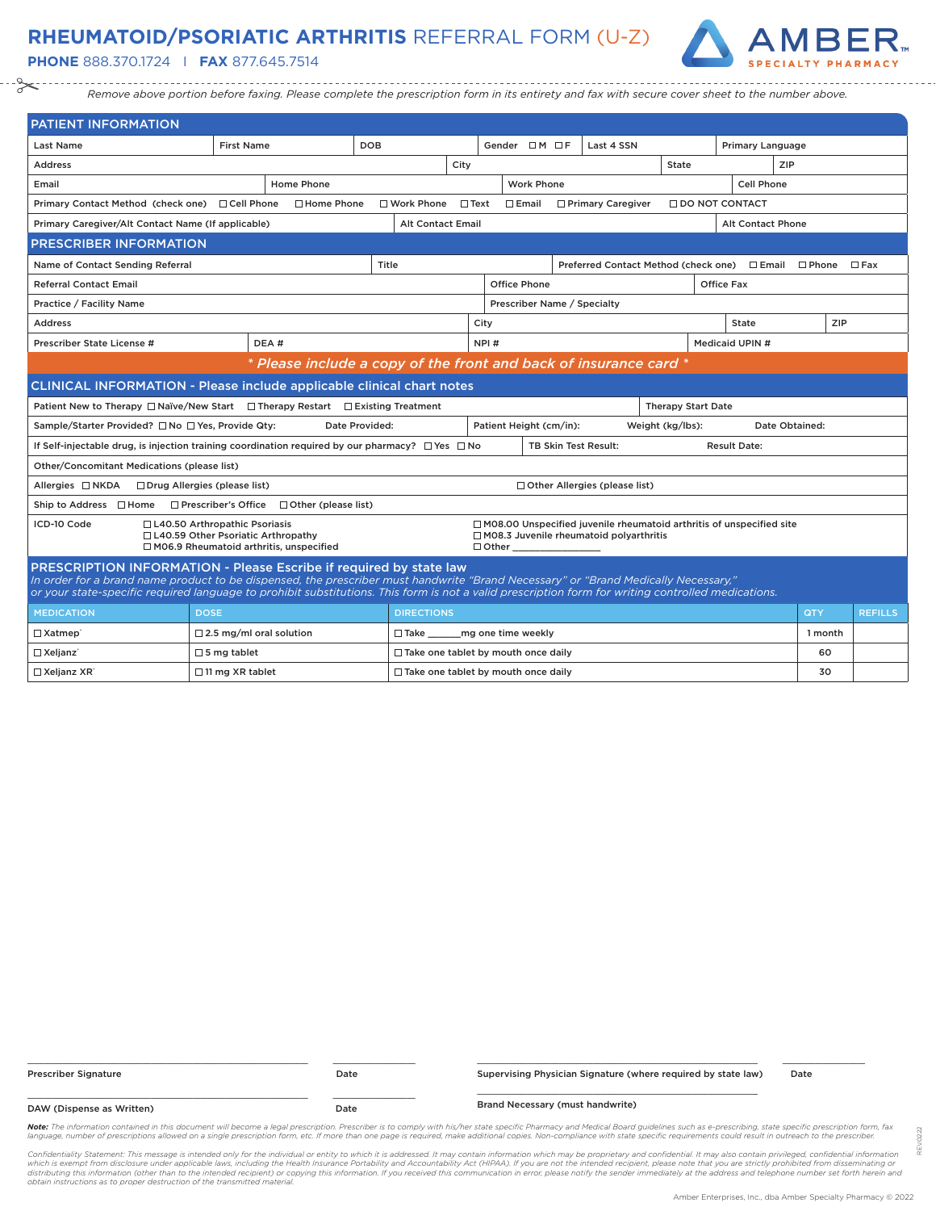# RHEUMATOID/PSORIATIC ARTHRITIS REFERRAL FORM (U-Z)

**PHONE** 888.370.1724 | **FAX** 877.645.7514

AMBER SPECIALTY PHARMACY

*Remove above portion before faxing. Please complete the prescription form in its entirety and fax with secure cover sheet to the number above.*

## PATIENT INFORMATION

| | | | | | |
|---|---|---|---|---|---|
| Last Name | First Name | DOB | Gender ☐M ☐F | Last 4 SSN | Primary Language |
| Address | | City | | State | ZIP |
| Email | Home Phone | | Work Phone | | Cell Phone |

Primary Contact Method (check one) ☐Cell Phone ☐Home Phone ☐Work Phone ☐Text ☐Email ☐Primary Caregiver ☐DO NOT CONTACT

| | | |
|---|---|---|
| Primary Caregiver/Alt Contact Name (If applicable) | Alt Contact Email | Alt Contact Phone |

## PRESCRIBER INFORMATION

| | | | |
|---|---|---|---|
| Name of Contact Sending Referral | Title | Preferred Contact Method (check one) ☐Email ☐Phone ☐Fax | |
| Referral Contact Email | Office Phone | Office Fax | |
| Practice / Facility Name | Prescriber Name / Specialty | | |
| Address | City | State | ZIP |
| Prescriber State License # | DEA # | NPI # | Medicaid UPIN # |

*** Please include a copy of the front and back of insurance card ***

## CLINICAL INFORMATION - Please include applicable clinical chart notes

Patient New to Therapy ☐Naïve/New Start ☐Therapy Restart ☐Existing Treatment | Therapy Start Date

Sample/Starter Provided? ☐No ☐Yes, Provide Qty: Date Provided: | Patient Height (cm/in): Weight (kg/lbs): Date Obtained:

If Self-injectable drug, is injection training coordination required by our pharmacy? ☐Yes ☐No | TB Skin Test Result: Result Date:

Other/Concomitant Medications (please list)

Allergies ☐NKDA ☐Drug Allergies (please list) ☐Other Allergies (please list)

Ship to Address ☐Home ☐Prescriber's Office ☐Other (please list)

ICD-10 Code
- ☐L40.50 Arthropathic Psoriasis
- ☐L40.59 Other Psoriatic Arthropathy
- ☐M06.9 Rheumatoid arthritis, unspecified
- ☐M08.00 Unspecified juvenile rheumatoid arthritis of unspecified site
- ☐M08.3 Juvenile rheumatoid polyarthritis
- ☐Other _______________

## PRESCRIPTION INFORMATION - Please Escribe if required by state law

*In order for a brand name product to be dispensed, the prescriber must handwrite "Brand Necessary" or "Brand Medically Necessary," or your state-specific required language to prohibit substitutions. This form is not a valid prescription form for writing controlled medications.*

| MEDICATION | DOSE | DIRECTIONS | QTY | REFILLS |
|---|---|---|---|---|
| ☐Xatmep® | ☐2.5 mg/ml oral solution | ☐Take ______mg one time weekly | 1 month | |
| ☐Xeljanz® | ☐5 mg tablet | ☐Take one tablet by mouth once daily | 60 | |
| ☐Xeljanz XR® | ☐11 mg XR tablet | ☐Take one tablet by mouth once daily | 30 | |

Prescriber Signature ____________ Date ________

Supervising Physician Signature (where required by state law) ____________ Date ________

DAW (Dispense as Written) ____________ Date ________

Brand Necessary (must handwrite) ____________

***Note:*** *The information contained in this document will become a legal prescription. Prescriber is to comply with his/her state specific Pharmacy and Medical Board guidelines such as e-prescribing, state specific prescription form, fax language, number of prescriptions allowed on a single prescription form, etc. If more than one page is required, make additional copies. Non-compliance with state specific requirements could result in outreach to the prescriber.*

*Confidentiality Statement: This message is intended only for the individual or entity to which it is addressed. It may contain information which may be proprietary and confidential. It may also contain privileged, confidential information which is exempt from disclosure under applicable laws, including the Health Insurance Portability and Accountability Act (HIPAA). If you are not the intended recipient, please note that you are strictly prohibited from disseminating or distributing this information (other than to the intended recipient) or copying this information. If you received this communication in error, please notify the sender immediately at the address and telephone number set forth herein and obtain instructions as to proper destruction of the transmitted material.*

REV0222

Amber Enterprises, Inc., dba Amber Specialty Pharmacy © 2022